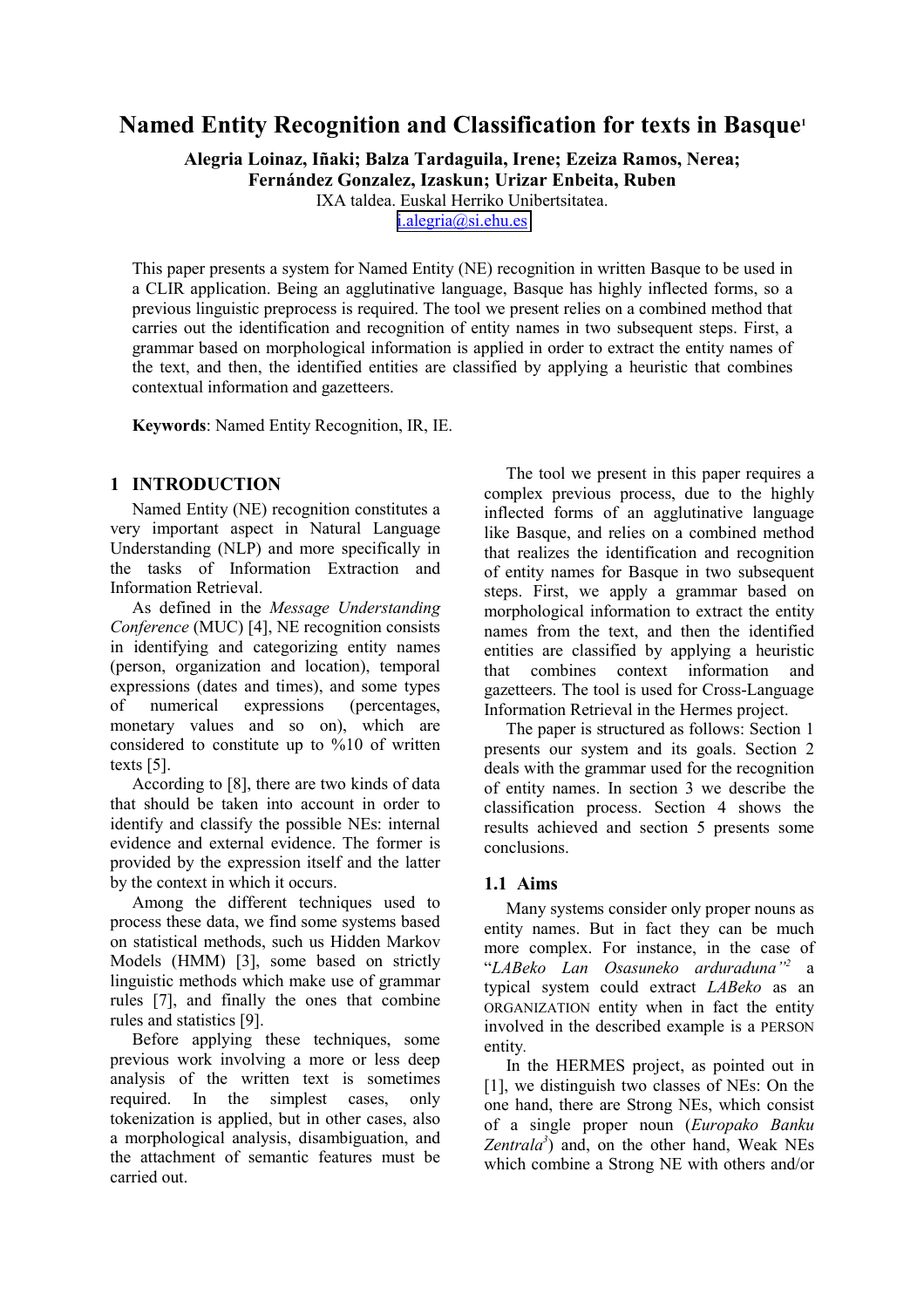# Named Entity Recognition and Classification for texts in Basque[1]

**Alegria Loinaz, Iñaki; Balza Tardaguila, Irene; Ezeiza Ramos, Nerea; Fernández Gonzalez, Izaskun; Urizar Enbeita, Ruben**

IXA taldea. Euskal Herriko Unibertsitatea.

i.alegria@si.ehu.es

This paper presents a system for Named Entity (NE) recognition in written Basque to be used in a CLIR application. Being an agglutinative language, Basque has highly inflected forms, so a previous linguistic preprocess is required. The tool we present relies on a combined method that carries out the identification and recognition of entity names in two subsequent steps. First, a grammar based on morphological information is applied in order to extract the entity names of the text, and then, the identified entities are classified by applying a heuristic that combines contextual information and gazetteers.

**Keywords**: Named Entity Recognition, IR, IE.

## 1 INTRODUCTION

Named Entity (NE) recognition constitutes a very important aspect in Natural Language Understanding (NLP) and more specifically in the tasks of Information Extraction and Information Retrieval.

As defined in the *Message Understanding Conference* (MUC) [4], NE recognition consists in identifying and categorizing entity names (person, organization and location), temporal expressions (dates and times), and some types of numerical expressions (percentages, monetary values and so on), which are considered to constitute up to %10 of written texts [5].

According to [8], there are two kinds of data that should be taken into account in order to identify and classify the possible NEs: internal evidence and external evidence. The former is provided by the expression itself and the latter by the context in which it occurs.

Among the different techniques used to process these data, we find some systems based on statistical methods, such us Hidden Markov Models (HMM) [3], some based on strictly linguistic methods which make use of grammar rules [7], and finally the ones that combine rules and statistics [9].

Before applying these techniques, some previous work involving a more or less deep analysis of the written text is sometimes required. In the simplest cases, only tokenization is applied, but in other cases, also a morphological analysis, disambiguation, and the attachment of semantic features must be carried out.

The tool we present in this paper requires a complex previous process, due to the highly inflected forms of an agglutinative language like Basque, and relies on a combined method that realizes the identification and recognition of entity names for Basque in two subsequent steps. First, we apply a grammar based on morphological information to extract the entity names from the text, and then the identified entities are classified by applying a heuristic that combines context information and gazetteers. The tool is used for Cross-Language Information Retrieval in the Hermes project.

The paper is structured as follows: Section 1 presents our system and its goals. Section 2 deals with the grammar used for the recognition of entity names. In section 3 we describe the classification process. Section 4 shows the results achieved and section 5 presents some conclusions.

### 1.1 Aims

Many systems consider only proper nouns as entity names. But in fact they can be much more complex. For instance, in the case of "*LABeko Lan Osasuneko arduraduna*"[2] a typical system could extract *LABeko* as an ORGANIZATION entity when in fact the entity involved in the described example is a PERSON entity.

In the HERMES project, as pointed out in [1], we distinguish two classes of NEs: On the one hand, there are Strong NEs, which consist of a single proper noun (*Europako Banku Zentrala*[3]) and, on the other hand, Weak NEs which combine a Strong NE with others and/or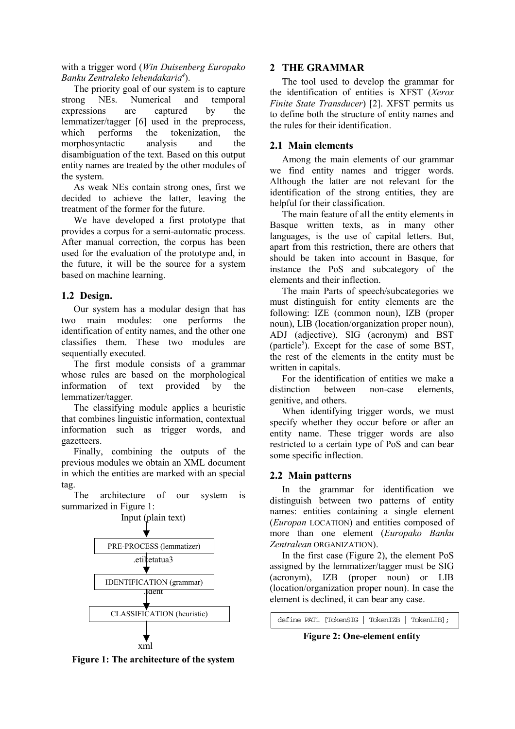with a trigger word (*Win Duisenberg Europako Banku Zentraleko lehendakaria*[4]).

The priority goal of our system is to capture strong NEs. Numerical and temporal expressions are captured by the lemmatizer/tagger [6] used in the preprocess, which performs the tokenization, the morphosyntactic analysis and the disambiguation of the text. Based on this output entity names are treated by the other modules of the system.

As weak NEs contain strong ones, first we decided to achieve the latter, leaving the treatment of the former for the future.

We have developed a first prototype that provides a corpus for a semi-automatic process. After manual correction, the corpus has been used for the evaluation of the prototype and, in the future, it will be the source for a system based on machine learning.

## 1.2 Design.

Our system has a modular design that has two main modules: one performs the identification of entity names, and the other one classifies them. These two modules are sequentially executed.

The first module consists of a grammar whose rules are based on the morphological information of text provided by the lemmatizer/tagger.

The classifying module applies a heuristic that combines linguistic information, contextual information such as trigger words, and gazetteers.

Finally, combining the outputs of the previous modules we obtain an XML document in which the entities are marked with an special tag.

The architecture of our system is summarized in Figure 1:

```
        Input (plain text)
               |
               v
   PRE-PROCESS (lemmatizer)
               |
          .etiketatua3
               v
   IDENTIFICATION (grammar)
               |
             .ident
               v
   CLASSIFICATION (heuristic)
               |
               v
              xml
```

**Figure 1: The architecture of the system**

# 2 THE GRAMMAR

The tool used to develop the grammar for the identification of entities is XFST (*Xerox Finite State Transducer*) [2]. XFST permits us to define both the structure of entity names and the rules for their identification.

## 2.1 Main elements

Among the main elements of our grammar we find entity names and trigger words. Although the latter are not relevant for the identification of the strong entities, they are helpful for their classification.

The main feature of all the entity elements in Basque written texts, as in many other languages, is the use of capital letters. But, apart from this restriction, there are others that should be taken into account in Basque, for instance the PoS and subcategory of the elements and their inflection.

The main Parts of speech/subcategories we must distinguish for entity elements are the following: IZE (common noun), IZB (proper noun), LIB (location/organization proper noun), ADJ (adjective), SIG (acronym) and BST (particle[5]). Except for the case of some BST, the rest of the elements in the entity must be written in capitals.

For the identification of entities we make a distinction between non-case elements, genitive, and others.

When identifying trigger words, we must specify whether they occur before or after an entity name. These trigger words are also restricted to a certain type of PoS and can bear some specific inflection.

## 2.2 Main patterns

In the grammar for identification we distinguish between two patterns of entity names: entities containing a single element (*Europan* LOCATION) and entities composed of more than one element (*Europako Banku Zentralean* ORGANIZATION).

In the first case (Figure 2), the element PoS assigned by the lemmatizer/tagger must be SIG (acronym), IZB (proper noun) or LIB (location/organization proper noun). In case the element is declined, it can bear any case.

```
define PAT1 [TokenSIG | TokenIZB | TokenLIB];
```

**Figure 2: One-element entity**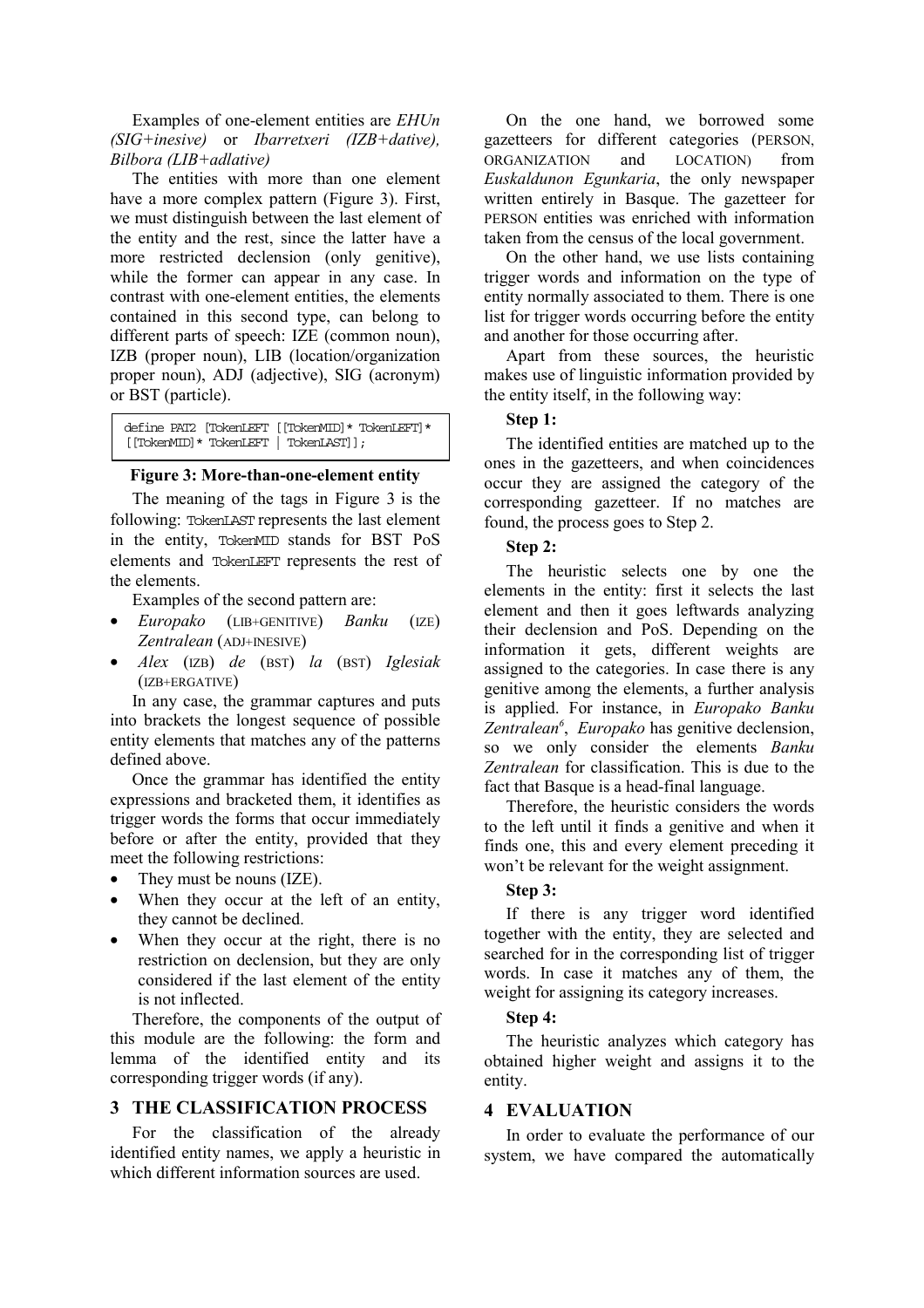Examples of one-element entities are *EHUn (SIG+inesive)* or *Ibarretxeri (IZB+dative), Bilbora (LIB+adlative)*

The entities with more than one element have a more complex pattern (Figure 3). First, we must distinguish between the last element of the entity and the rest, since the latter have a more restricted declension (only genitive), while the former can appear in any case. In contrast with one-element entities, the elements contained in this second type, can belong to different parts of speech: IZE (common noun), IZB (proper noun), LIB (location/organization proper noun), ADJ (adjective), SIG (acronym) or BST (particle).

```
define PAT2 [TokenLEFT [[TokenMID]* TokenLEFT]*
[[TokenMID]* TokenLEFT | TokenLAST]];
```

**Figure 3: More-than-one-element entity**

The meaning of the tags in Figure 3 is the following: `TokenLAST` represents the last element in the entity, `TokenMID` stands for BST PoS elements and `TokenLEFT` represents the rest of the elements.

Examples of the second pattern are:

- *Europako* (LIB+GENITIVE) *Banku* (IZE) *Zentralean* (ADJ+INESIVE)
- *Alex* (IZB) *de* (BST) *la* (BST) *Iglesiak* (IZB+ERGATIVE)

In any case, the grammar captures and puts into brackets the longest sequence of possible entity elements that matches any of the patterns defined above.

Once the grammar has identified the entity expressions and bracketed them, it identifies as trigger words the forms that occur immediately before or after the entity, provided that they meet the following restrictions:

- They must be nouns (IZE).
- When they occur at the left of an entity, they cannot be declined.
- When they occur at the right, there is no restriction on declension, but they are only considered if the last element of the entity is not inflected.

Therefore, the components of the output of this module are the following: the form and lemma of the identified entity and its corresponding trigger words (if any).

## 3 THE CLASSIFICATION PROCESS

For the classification of the already identified entity names, we apply a heuristic in which different information sources are used.

On the one hand, we borrowed some gazetteers for different categories (PERSON, ORGANIZATION and LOCATION) from *Euskaldunon Egunkaria*, the only newspaper written entirely in Basque. The gazetteer for PERSON entities was enriched with information taken from the census of the local government.

On the other hand, we use lists containing trigger words and information on the type of entity normally associated to them. There is one list for trigger words occurring before the entity and another for those occurring after.

Apart from these sources, the heuristic makes use of linguistic information provided by the entity itself, in the following way:

**Step 1:**

The identified entities are matched up to the ones in the gazetteers, and when coincidences occur they are assigned the category of the corresponding gazetteer. If no matches are found, the process goes to Step 2.

**Step 2:**

The heuristic selects one by one the elements in the entity: first it selects the last element and then it goes leftwards analyzing their declension and PoS. Depending on the information it gets, different weights are assigned to the categories. In case there is any genitive among the elements, a further analysis is applied. For instance, in *Europako Banku Zentralean*[6], *Europako* has genitive declension, so we only consider the elements *Banku Zentralean* for classification. This is due to the fact that Basque is a head-final language.

Therefore, the heuristic considers the words to the left until it finds a genitive and when it finds one, this and every element preceding it won't be relevant for the weight assignment.

**Step 3:**

If there is any trigger word identified together with the entity, they are selected and searched for in the corresponding list of trigger words. In case it matches any of them, the weight for assigning its category increases.

**Step 4:**

The heuristic analyzes which category has obtained higher weight and assigns it to the entity.

## 4 EVALUATION

In order to evaluate the performance of our system, we have compared the automatically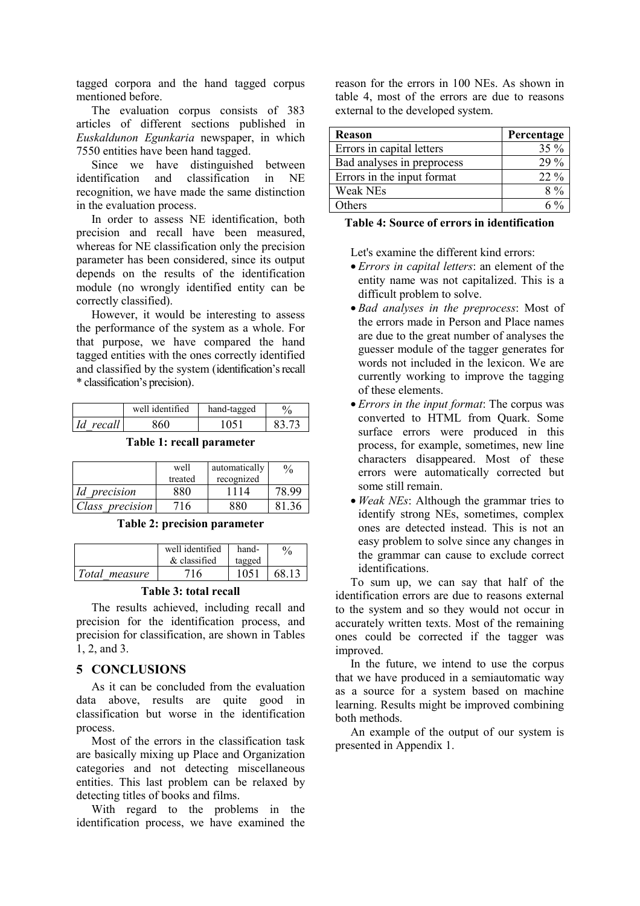tagged corpora and the hand tagged corpus mentioned before.

The evaluation corpus consists of 383 articles of different sections published in *Euskaldunon Egunkaria* newspaper, in which 7550 entities have been hand tagged.

Since we have distinguished between identification and classification in NE recognition, we have made the same distinction in the evaluation process.

In order to assess NE identification, both precision and recall have been measured, whereas for NE classification only the precision parameter has been considered, since its output depends on the results of the identification module (no wrongly identified entity can be correctly classified).

However, it would be interesting to assess the performance of the system as a whole. For that purpose, we have compared the hand tagged entities with the ones correctly identified and classified by the system (identification's recall * classification's precision).

| | well identified | hand-tagged | % |
|---|---|---|---|
| *Id_recall* | 860 | 1051 | 83.73 |

**Table 1: recall parameter**

| | well treated | automatically recognized | % |
|---|---|---|---|
| *Id_precision* | 880 | 1114 | 78.99 |
| *Class_precision* | 716 | 880 | 81.36 |

**Table 2: precision parameter**

| | well identified & classified | hand-tagged | % |
|---|---|---|---|
| *Total_measure* | 716 | 1051 | 68.13 |

**Table 3: total recall**

The results achieved, including recall and precision for the identification process, and precision for classification, are shown in Tables 1, 2, and 3.

## 5 CONCLUSIONS

As it can be concluded from the evaluation data above, results are quite good in classification but worse in the identification process.

Most of the errors in the classification task are basically mixing up Place and Organization categories and not detecting miscellaneous entities. This last problem can be relaxed by detecting titles of books and films.

With regard to the problems in the identification process, we have examined the reason for the errors in 100 NEs. As shown in table 4, most of the errors are due to reasons external to the developed system.

| Reason | Percentage |
|---|---|
| Errors in capital letters | 35 % |
| Bad analyses in preprocess | 29 % |
| Errors in the input format | 22 % |
| Weak NEs | 8 % |
| Others | 6 % |

**Table 4: Source of errors in identification**

Let's examine the different kind errors:

- *Errors in capital letters*: an element of the entity name was not capitalized. This is a difficult problem to solve.
- *Bad analyses in the preprocess*: Most of the errors made in Person and Place names are due to the great number of analyses the guesser module of the tagger generates for words not included in the lexicon. We are currently working to improve the tagging of these elements.
- *Errors in the input format*: The corpus was converted to HTML from Quark. Some surface errors were produced in this process, for example, sometimes, new line characters disappeared. Most of these errors were automatically corrected but some still remain.
- *Weak NEs*: Although the grammar tries to identify strong NEs, sometimes, complex ones are detected instead. This is not an easy problem to solve since any changes in the grammar can cause to exclude correct identifications.

To sum up, we can say that half of the identification errors are due to reasons external to the system and so they would not occur in accurately written texts. Most of the remaining ones could be corrected if the tagger was improved.

In the future, we intend to use the corpus that we have produced in a semiautomatic way as a source for a system based on machine learning. Results might be improved combining both methods.

An example of the output of our system is presented in Appendix 1.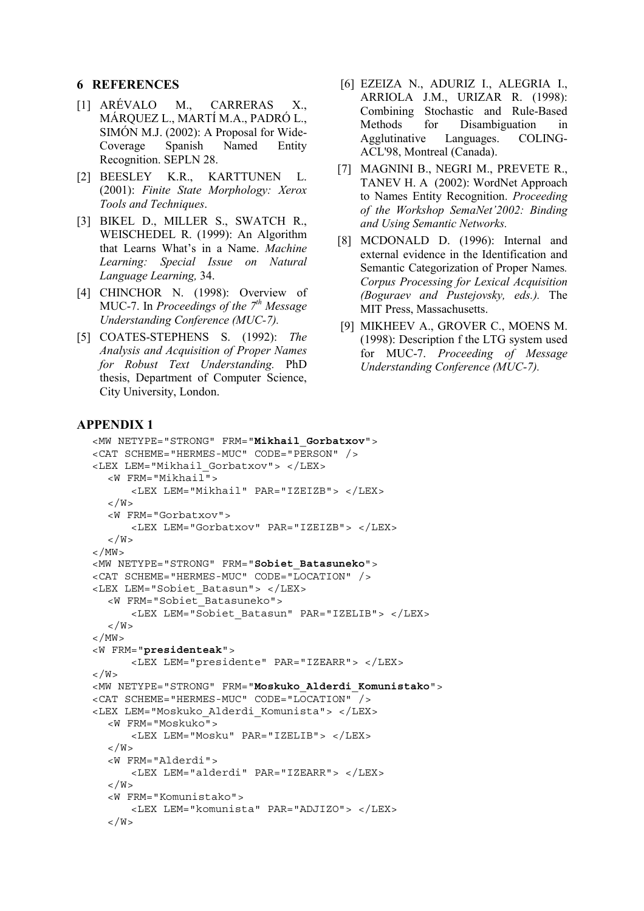## 6 REFERENCES

[1] ARÉVALO M., CARRERAS X., MÁRQUEZ L., MARTÍ M.A., PADRÓ L., SIMÓN M.J. (2002): A Proposal for Wide-Coverage Spanish Named Entity Recognition. SEPLN 28.

[2] BEESLEY K.R., KARTTUNEN L. (2001): *Finite State Morphology: Xerox Tools and Techniques*.

[3] BIKEL D., MILLER S., SWATCH R., WEISCHEDEL R. (1999): An Algorithm that Learns What's in a Name. *Machine Learning: Special Issue on Natural Language Learning,* 34.

[4] CHINCHOR N. (1998): Overview of MUC-7. In *Proceedings of the 7th Message Understanding Conference (MUC-7).*

[5] COATES-STEPHENS S. (1992): *The Analysis and Acquisition of Proper Names for Robust Text Understanding.* PhD thesis, Department of Computer Science, City University, London.

[6] EZEIZA N., ADURIZ I., ALEGRIA I., ARRIOLA J.M., URIZAR R. (1998): Combining Stochastic and Rule-Based Methods for Disambiguation in Agglutinative Languages. COLING-ACL'98, Montreal (Canada).

[7] MAGNINI B., NEGRI M., PREVETE R., TANEV H. A (2002): WordNet Approach to Names Entity Recognition. *Proceeding of the Workshop SemaNet'2002: Binding and Using Semantic Networks.*

[8] MCDONALD D. (1996): Internal and external evidence in the Identification and Semantic Categorization of Proper Names. *Corpus Processing for Lexical Acquisition (Boguraev and Pustejovsky, eds.).* The MIT Press, Massachusetts.

[9] MIKHEEV A., GROVER C., MOENS M. (1998): Description f the LTG system used for MUC-7. *Proceeding of Message Understanding Conference (MUC-7).*

## APPENDIX 1

```
<MW NETYPE="STRONG" FRM="Mikhail_Gorbatxov">
<CAT SCHEME="HERMES-MUC" CODE="PERSON" />
<LEX LEM="Mikhail_Gorbatxov"> </LEX>
  <W FRM="Mikhail">
     <LEX LEM="Mikhail" PAR="IZEIZB"> </LEX>
  </W>
  <W FRM="Gorbatxov">
     <LEX LEM="Gorbatxov" PAR="IZEIZB"> </LEX>
  </W>
</MW>
<MW NETYPE="STRONG" FRM="Sobiet_Batasuneko">
<CAT SCHEME="HERMES-MUC" CODE="LOCATION" />
<LEX LEM="Sobiet_Batasun"> </LEX>
  <W FRM="Sobiet_Batasuneko">
     <LEX LEM="Sobiet_Batasun" PAR="IZELIB"> </LEX>
  </W>
</MW>
<W FRM="presidenteak">
     <LEX LEM="presidente" PAR="IZEARR"> </LEX>
</W>
<MW NETYPE="STRONG" FRM="Moskuko_Alderdi_Komunistako">
<CAT SCHEME="HERMES-MUC" CODE="LOCATION" />
<LEX LEM="Moskuko_Alderdi_Komunista"> </LEX>
  <W FRM="Moskuko">
     <LEX LEM="Mosku" PAR="IZELIB"> </LEX>
  </W>
  <W FRM="Alderdi">
     <LEX LEM="alderdi" PAR="IZEARR"> </LEX>
  </W>
  <W FRM="Komunistako">
     <LEX LEM="komunista" PAR="ADJIZO"> </LEX>
  </W>
```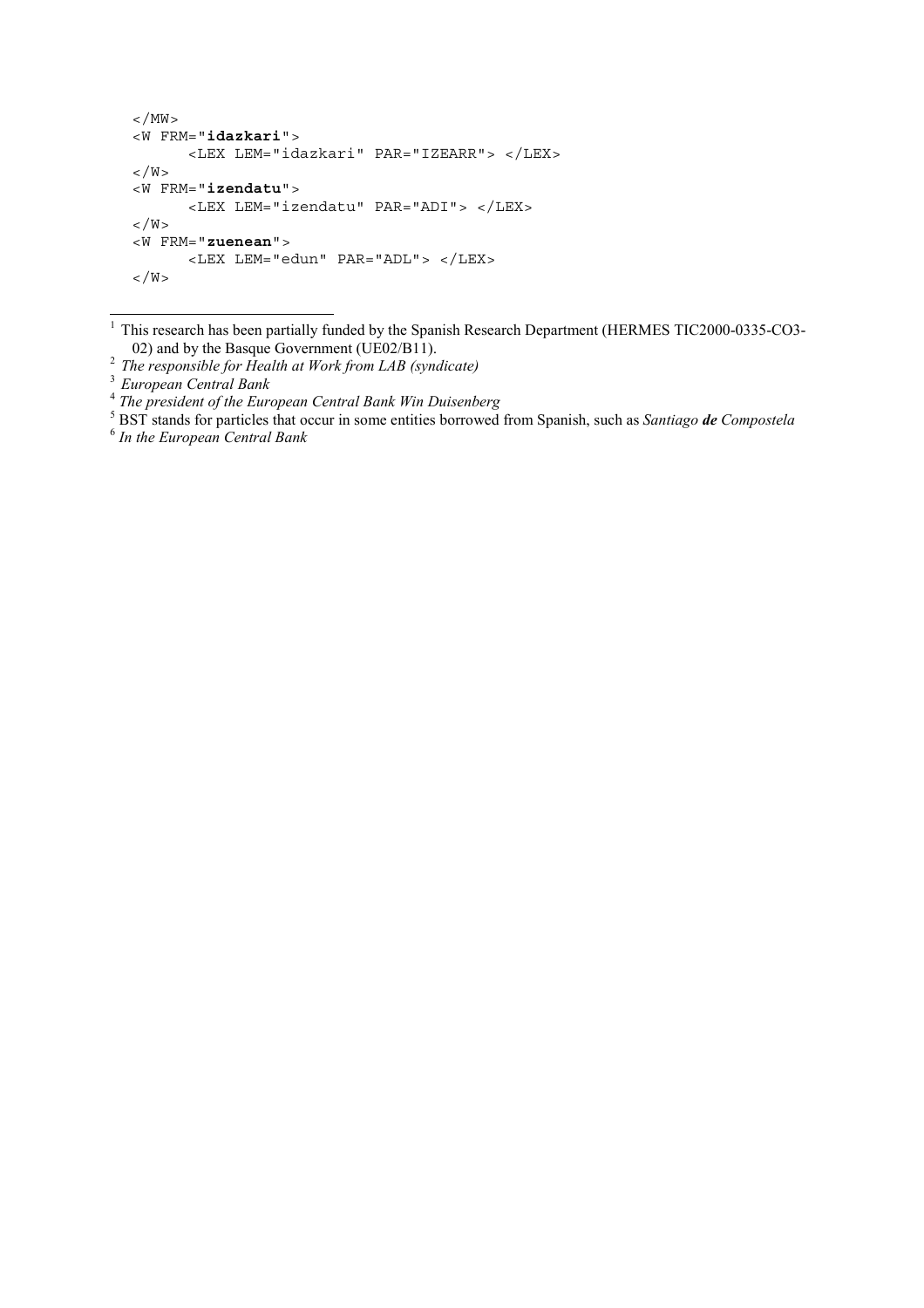```
</MW>
<W FRM="idazkari">
      <LEX LEM="idazkari" PAR="IZEARR"> </LEX>
</W>
<W FRM="izendatu">
      <LEX LEM="izendatu" PAR="ADI"> </LEX>
</W>
<W FRM="zuenean">
      <LEX LEM="edun" PAR="ADL"> </LEX>
</W>
```

---

[1] This research has been partially funded by the Spanish Research Department (HERMES TIC2000-0335-CO3-02) and by the Basque Government (UE02/B11).

[2] *The responsible for Health at Work from LAB (syndicate)*

[3] *European Central Bank*

[4] *The president of the European Central Bank Win Duisenberg*

[5] BST stands for particles that occur in some entities borrowed from Spanish, such as *Santiago **de** Compostela*

[6] *In the European Central Bank*